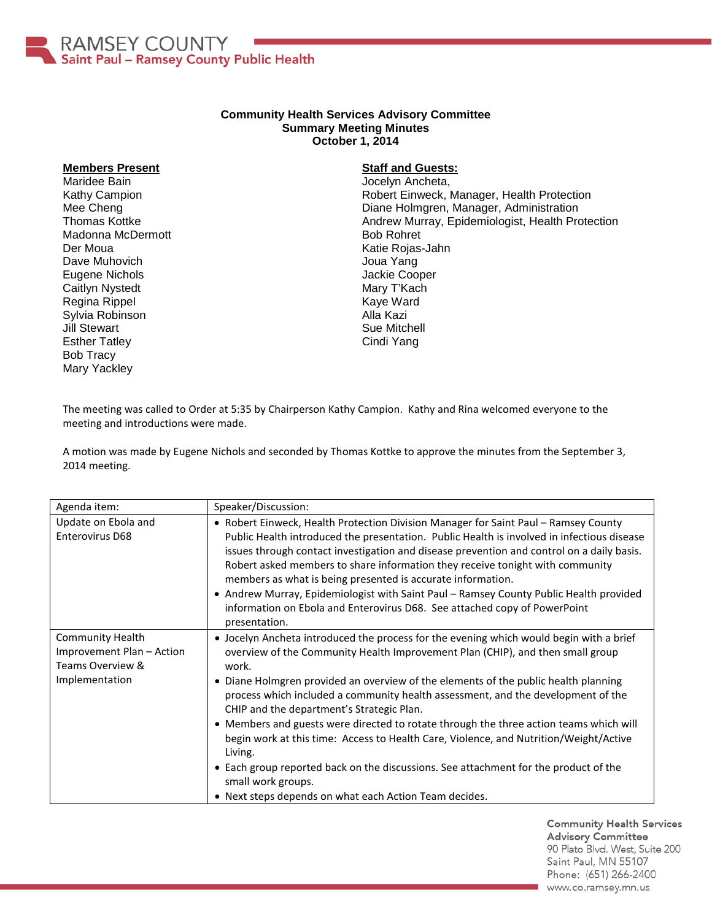# Community Health Services Advisory Committee
## Summary Meeting Minutes
### October 1, 2014

**Members Present**

Maridee Bain
Kathy Campion
Mee Cheng
Thomas Kottke
Madonna McDermott
Der Moua
Dave Muhovich
Eugene Nichols
Caitlyn Nystedt
Regina Rippel
Sylvia Robinson
Jill Stewart
Esther Tatley
Bob Tracy
Mary Yackley

**Staff and Guests:**

Jocelyn Ancheta,
Robert Einweck, Manager, Health Protection
Diane Holmgren, Manager, Administration
Andrew Murray, Epidemiologist, Health Protection
Bob Rohret
Katie Rojas-Jahn
Joua Yang
Jackie Cooper
Mary T'Kach
Kaye Ward
Alla Kazi
Sue Mitchell
Cindi Yang

The meeting was called to Order at 5:35 by Chairperson Kathy Campion. Kathy and Rina welcomed everyone to the meeting and introductions were made.

A motion was made by Eugene Nichols and seconded by Thomas Kottke to approve the minutes from the September 3, 2014 meeting.

| Agenda item: | Speaker/Discussion: |
|---|---|
| Update on Ebola and Enterovirus D68 | • Robert Einweck, Health Protection Division Manager for Saint Paul – Ramsey County Public Health introduced the presentation. Public Health is involved in infectious disease issues through contact investigation and disease prevention and control on a daily basis. Robert asked members to share information they receive tonight with community members as what is being presented is accurate information.<br>• Andrew Murray, Epidemiologist with Saint Paul – Ramsey County Public Health provided information on Ebola and Enterovirus D68. See attached copy of PowerPoint presentation. |
| Community Health Improvement Plan – Action Teams Overview & Implementation | • Jocelyn Ancheta introduced the process for the evening which would begin with a brief overview of the Community Health Improvement Plan (CHIP), and then small group work.<br>• Diane Holmgren provided an overview of the elements of the public health planning process which included a community health assessment, and the development of the CHIP and the department's Strategic Plan.<br>• Members and guests were directed to rotate through the three action teams which will begin work at this time: Access to Health Care, Violence, and Nutrition/Weight/Active Living.<br>• Each group reported back on the discussions. See attachment for the product of the small work groups.<br>• Next steps depends on what each Action Team decides. |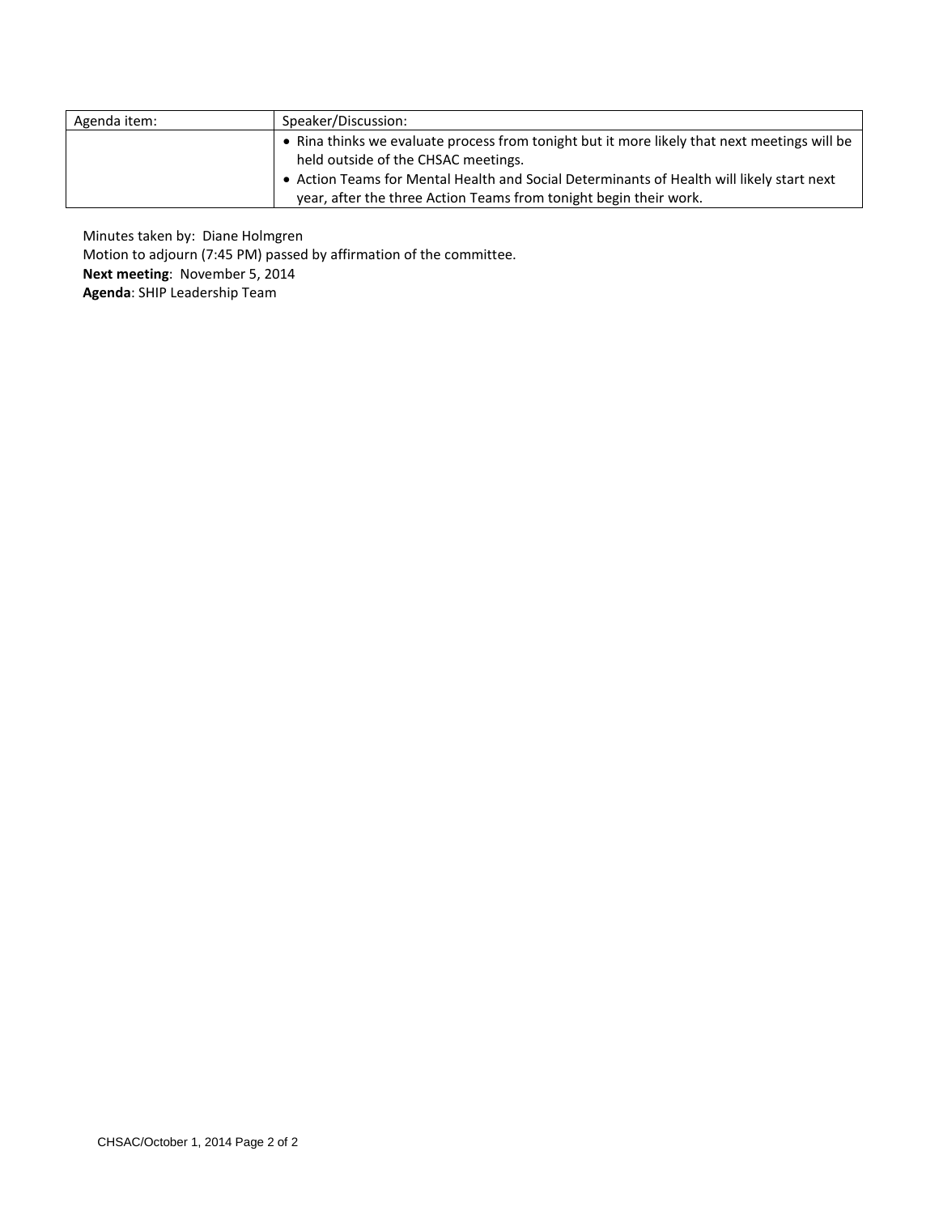| Agenda item: | Speaker/Discussion: |
| --- | --- |
| | • Rina thinks we evaluate process from tonight but it more likely that next meetings will be held outside of the CHSAC meetings.<br>• Action Teams for Mental Health and Social Determinants of Health will likely start next year, after the three Action Teams from tonight begin their work. |

Minutes taken by: Diane Holmgren

Motion to adjourn (7:45 PM) passed by affirmation of the committee.

**Next meeting**: November 5, 2014

**Agenda**: SHIP Leadership Team